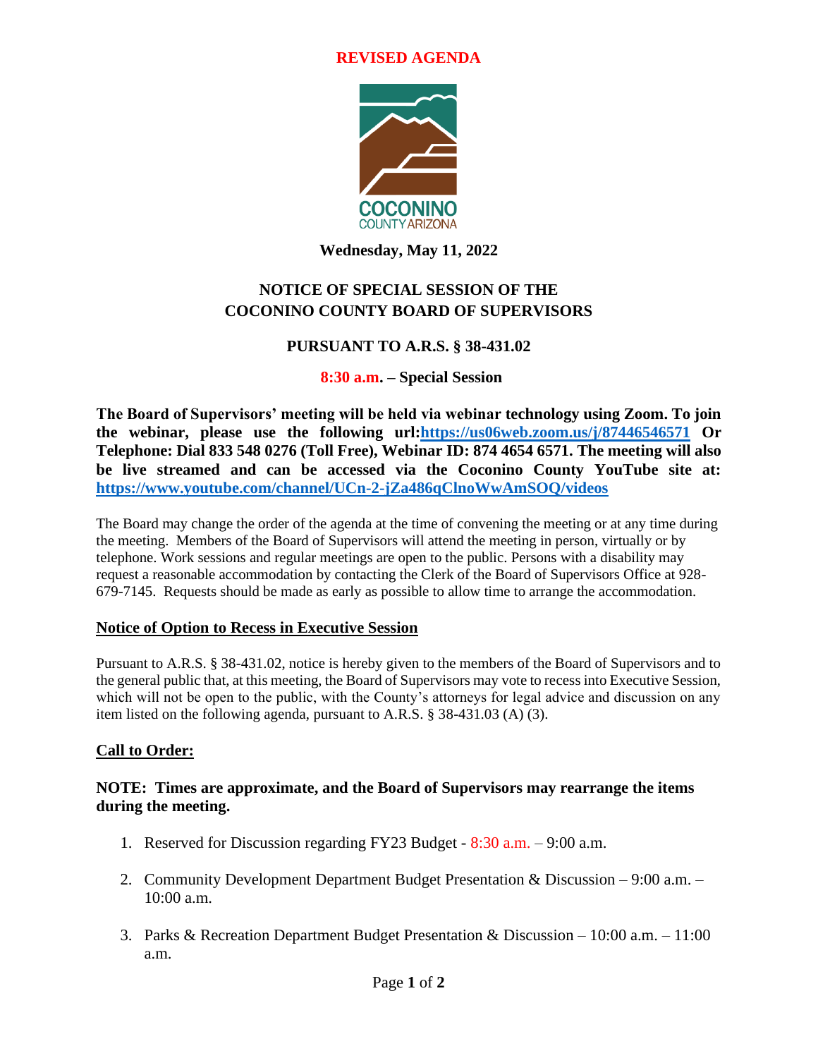**REVISED AGENDA**

COCONINO
COUNTY ARIZONA

**Wednesday, May 11, 2022**

## NOTICE OF SPECIAL SESSION OF THE COCONINO COUNTY BOARD OF SUPERVISORS

## PURSUANT TO A.R.S. § 38-431.02

**8:30 a.m. – Special Session**

**The Board of Supervisors' meeting will be held via webinar technology using Zoom. To join the webinar, please use the following url:[https://us06web.zoom.us/j/87446546571](https://us06web.zoom.us/j/87446546571) Or Telephone: Dial 833 548 0276 (Toll Free), Webinar ID: 874 4654 6571. The meeting will also be live streamed and can be accessed via the Coconino County YouTube site at: [https://www.youtube.com/channel/UCn-2-jZa486qClnoWwAmSOQ/videos](https://www.youtube.com/channel/UCn-2-jZa486qClnoWwAmSOQ/videos)**

The Board may change the order of the agenda at the time of convening the meeting or at any time during the meeting. Members of the Board of Supervisors will attend the meeting in person, virtually or by telephone. Work sessions and regular meetings are open to the public. Persons with a disability may request a reasonable accommodation by contacting the Clerk of the Board of Supervisors Office at 928-679-7145. Requests should be made as early as possible to allow time to arrange the accommodation.

**Notice of Option to Recess in Executive Session**

Pursuant to A.R.S. § 38-431.02, notice is hereby given to the members of the Board of Supervisors and to the general public that, at this meeting, the Board of Supervisors may vote to recess into Executive Session, which will not be open to the public, with the County's attorneys for legal advice and discussion on any item listed on the following agenda, pursuant to A.R.S. § 38-431.03 (A) (3).

**Call to Order:**

**NOTE: Times are approximate, and the Board of Supervisors may rearrange the items during the meeting.**

1. Reserved for Discussion regarding FY23 Budget - 8:30 a.m. – 9:00 a.m.
2. Community Development Department Budget Presentation & Discussion – 9:00 a.m. – 10:00 a.m.
3. Parks & Recreation Department Budget Presentation & Discussion – 10:00 a.m. – 11:00 a.m.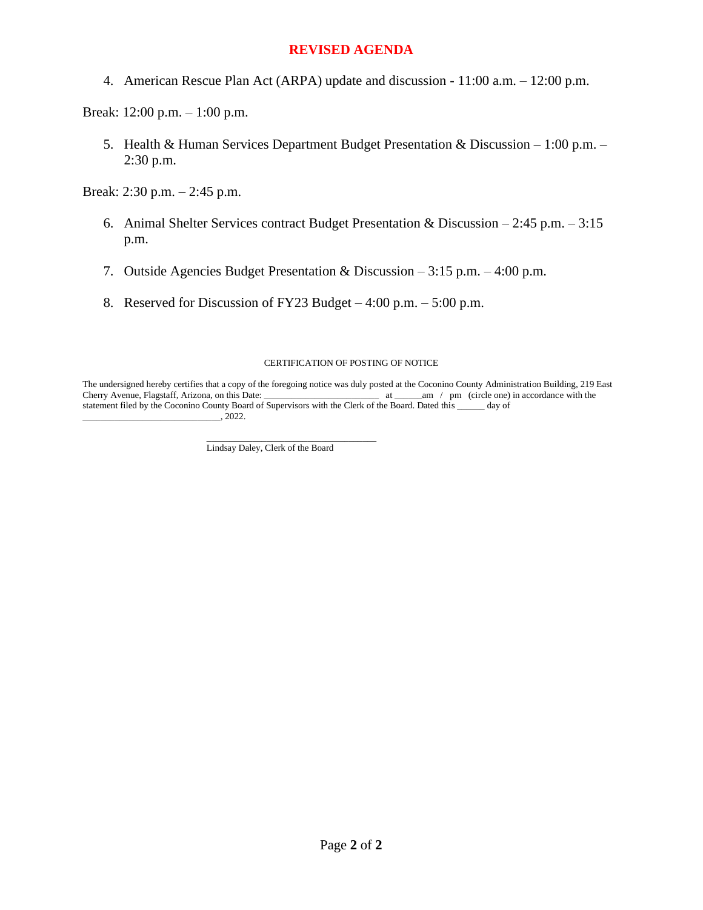# REVISED AGENDA

4. American Rescue Plan Act (ARPA) update and discussion - 11:00 a.m. – 12:00 p.m.

Break: 12:00 p.m. – 1:00 p.m.

5. Health & Human Services Department Budget Presentation & Discussion – 1:00 p.m. – 2:30 p.m.

Break: 2:30 p.m. – 2:45 p.m.

6. Animal Shelter Services contract Budget Presentation & Discussion – 2:45 p.m. – 3:15 p.m.

7. Outside Agencies Budget Presentation & Discussion – 3:15 p.m. – 4:00 p.m.

8. Reserved for Discussion of FY23 Budget – 4:00 p.m. – 5:00 p.m.

CERTIFICATION OF POSTING OF NOTICE

The undersigned hereby certifies that a copy of the foregoing notice was duly posted at the Coconino County Administration Building, 219 East Cherry Avenue, Flagstaff, Arizona, on this Date: ________________________ at ______am / pm (circle one) in accordance with the statement filed by the Coconino County Board of Supervisors with the Clerk of the Board. Dated this ______ day of _____________________________, 2022.

___________________________________
Lindsay Daley, Clerk of the Board